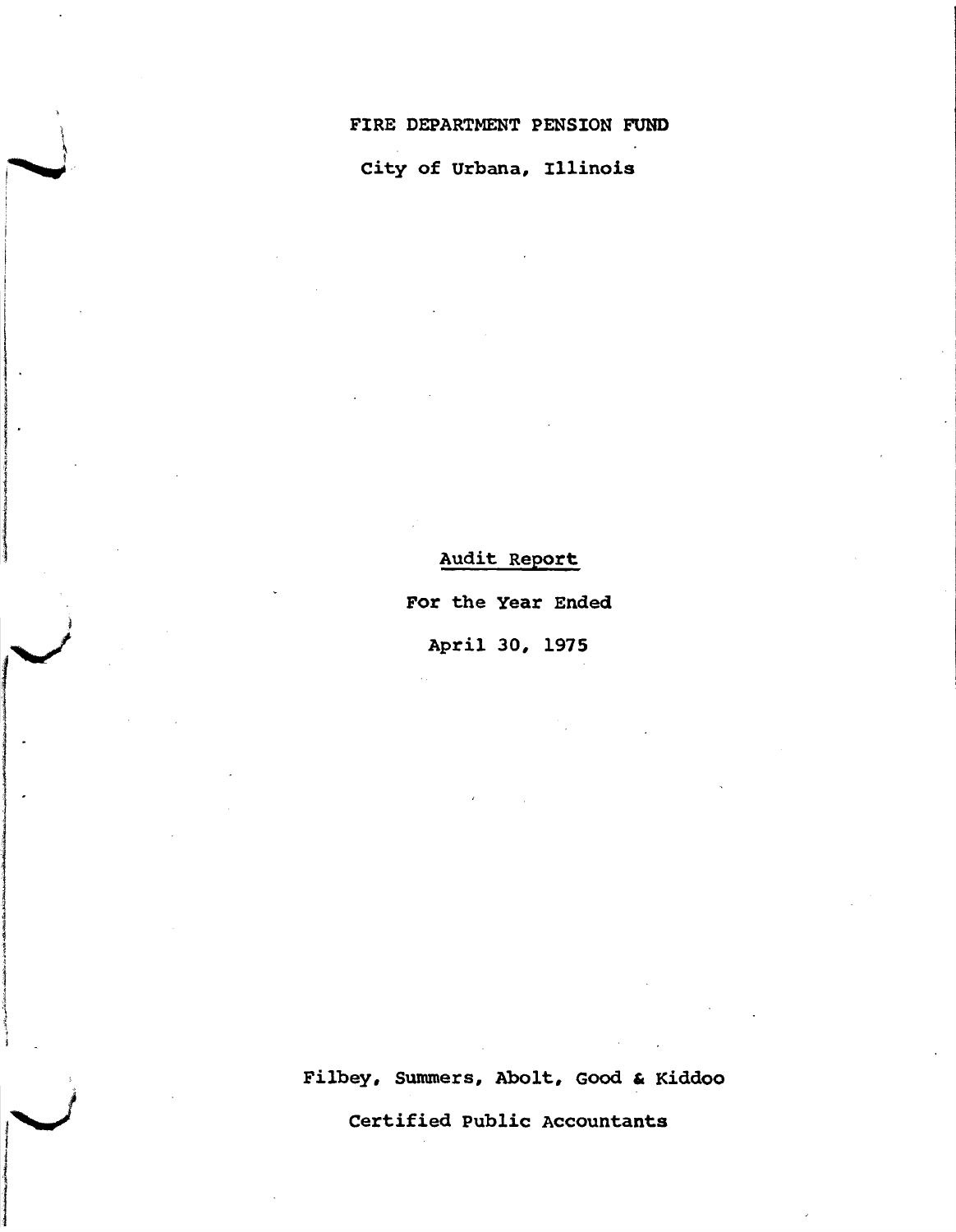# FIRE DEPARTMENT PENSION FUND

City of Urbana, Illinois

Audit Report

For the Year Ended

April 30, 1975

Filbey, Summers, Abolt, Good & Kiddoo

Certified Public Accountants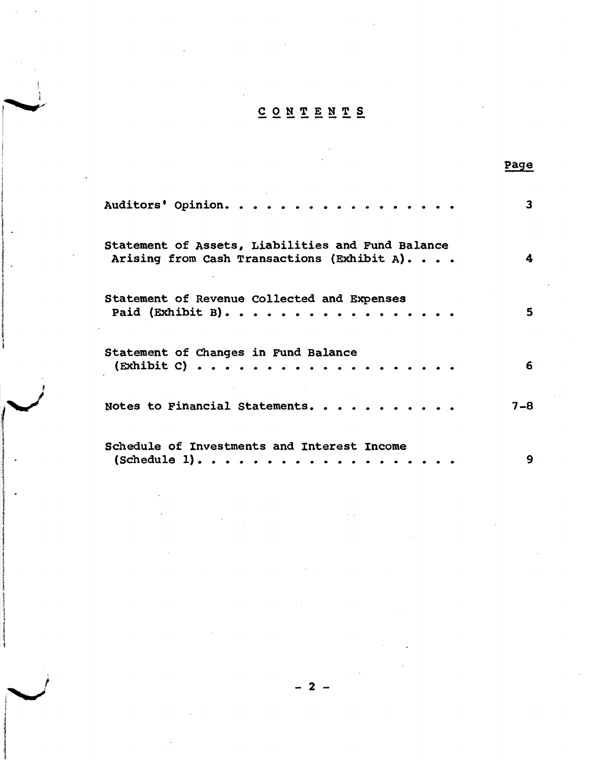# CONTENTS

| | Page |
|---|---|
| Auditors' Opinion. . . . . . . . . . . . . . . . . . | 3 |
| Statement of Assets, Liabilities and Fund Balance Arising from Cash Transactions (Exhibit A). . . . | 4 |
| Statement of Revenue Collected and Expenses Paid (Exhibit B). . . . . . . . . . . . . . . . . | 5 |
| Statement of Changes in Fund Balance (Exhibit C) . . . . . . . . . . . . . . . . . . | 6 |
| Notes to Financial Statements. . . . . . . . . . . | 7-8 |
| Schedule of Investments and Interest Income (Schedule 1). . . . . . . . . . . . . . . . . . | 9 |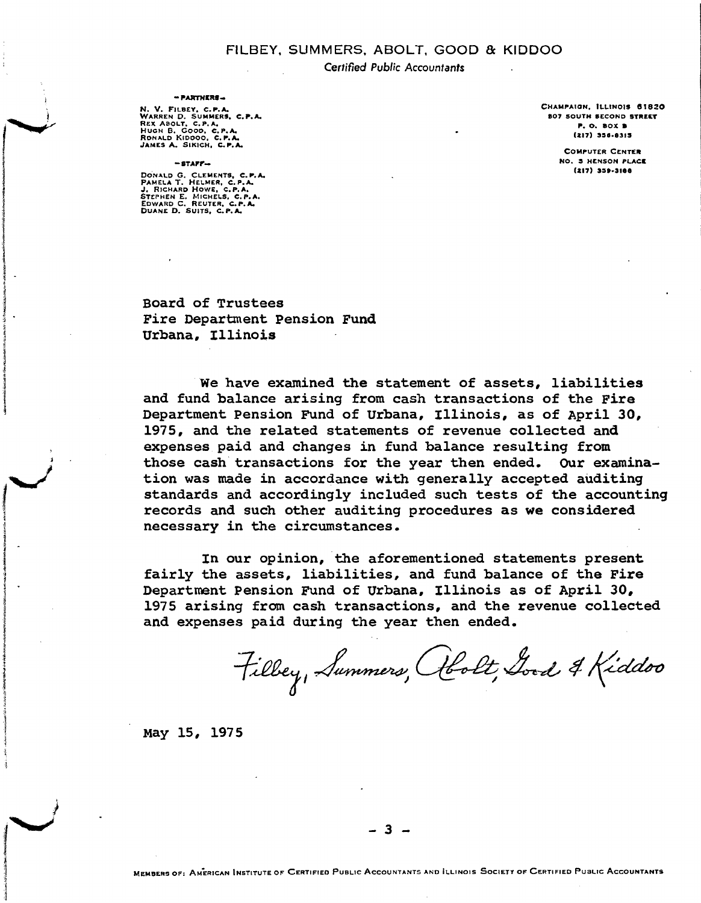# FILBEY, SUMMERS, ABOLT, GOOD & KIDDOO

*Certified Public Accountants*

— PARTNERS —

N. V. FILBEY, C.P.A.
WARREN D. SUMMERS, C.P.A.
REX ABOLT, C.P.A.
HUGH B. GOOD, C.P.A.
RONALD KIDDOO, C.P.A.
JAMES A. SIKICH, C.P.A.

— STAFF —

DONALD G. CLEMENTS, C.P.A.
PAMELA T. HELMER, C.P.A.
J. RICHARD HOWE, C.P.A.
STEPHEN E. MICHELS, C.P.A.
EDWARD C. REUTER, C.P.A.
DUANE D. SUITS, C.P.A.

CHAMPAIGN, ILLINOIS 61820
807 SOUTH SECOND STREET
P. O. BOX B
(217) 356-8315

COMPUTER CENTER
NO. 3 HENSON PLACE
(217) 359-3188

Board of Trustees
Fire Department Pension Fund
Urbana, Illinois

We have examined the statement of assets, liabilities and fund balance arising from cash transactions of the Fire Department Pension Fund of Urbana, Illinois, as of April 30, 1975, and the related statements of revenue collected and expenses paid and changes in fund balance resulting from those cash transactions for the year then ended. Our examination was made in accordance with generally accepted auditing standards and accordingly included such tests of the accounting records and such other auditing procedures as we considered necessary in the circumstances.

In our opinion, the aforementioned statements present fairly the assets, liabilities, and fund balance of the Fire Department Pension Fund of Urbana, Illinois as of April 30, 1975 arising from cash transactions, and the revenue collected and expenses paid during the year then ended.

*Filbey, Summers, Abolt, Good & Kiddoo*

May 15, 1975

MEMBERS OF: AMERICAN INSTITUTE OF CERTIFIED PUBLIC ACCOUNTANTS AND ILLINOIS SOCIETY OF CERTIFIED PUBLIC ACCOUNTANTS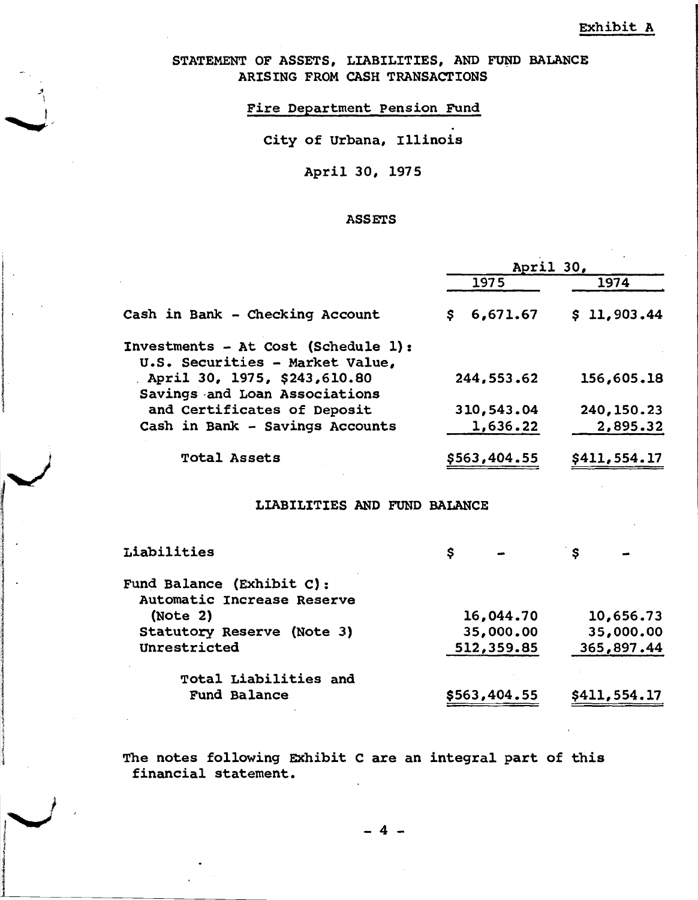Exhibit A

# STATEMENT OF ASSETS, LIABILITIES, AND FUND BALANCE ARISING FROM CASH TRANSACTIONS

## Fire Department Pension Fund

City of Urbana, Illinois

April 30, 1975

### ASSETS

| | April 30, 1975 | April 30, 1974 |
|---|---|---|
| Cash in Bank - Checking Account | $ 6,671.67 | $ 11,903.44 |
| Investments - At Cost (Schedule 1): | | |
| U.S. Securities - Market Value, April 30, 1975, $243,610.80 | 244,553.62 | 156,605.18 |
| Savings and Loan Associations and Certificates of Deposit | 310,543.04 | 240,150.23 |
| Cash in Bank - Savings Accounts | 1,636.22 | 2,895.32 |
| Total Assets | $563,404.55 | $411,554.17 |

### LIABILITIES AND FUND BALANCE

| | April 30, 1975 | April 30, 1974 |
|---|---|---|
| Liabilities | $ - | $ - |
| Fund Balance (Exhibit C): | | |
| Automatic Increase Reserve (Note 2) | 16,044.70 | 10,656.73 |
| Statutory Reserve (Note 3) | 35,000.00 | 35,000.00 |
| Unrestricted | 512,359.85 | 365,897.44 |
| Total Liabilities and Fund Balance | $563,404.55 | $411,554.17 |

The notes following Exhibit C are an integral part of this financial statement.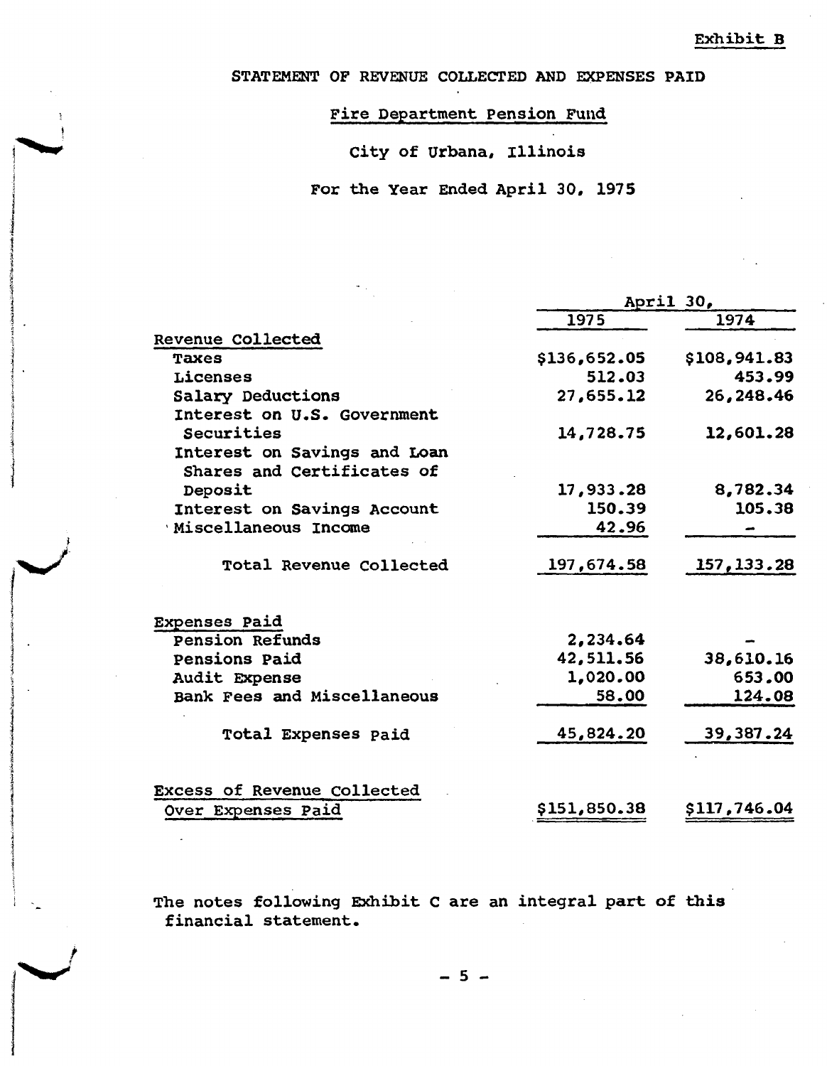Exhibit B

# STATEMENT OF REVENUE COLLECTED AND EXPENSES PAID

## Fire Department Pension Fund

## City of Urbana, Illinois

## For the Year Ended April 30, 1975

| | April 30, | |
|---|---|---|
| | 1975 | 1974 |
| **Revenue Collected** | | |
| Taxes | $136,652.05 | $108,941.83 |
| Licenses | 512.03 | 453.99 |
| Salary Deductions | 27,655.12 | 26,248.46 |
| Interest on U.S. Government Securities | 14,728.75 | 12,601.28 |
| Interest on Savings and Loan Shares and Certificates of Deposit | 17,933.28 | 8,782.34 |
| Interest on Savings Account | 150.39 | 105.38 |
| Miscellaneous Income | 42.96 | - |
| Total Revenue Collected | 197,674.58 | 157,133.28 |
| **Expenses Paid** | | |
| Pension Refunds | 2,234.64 | - |
| Pensions Paid | 42,511.56 | 38,610.16 |
| Audit Expense | 1,020.00 | 653.00 |
| Bank Fees and Miscellaneous | 58.00 | 124.08 |
| Total Expenses Paid | 45,824.20 | 39,387.24 |
| **Excess of Revenue Collected Over Expenses Paid** | $151,850.38 | $117,746.04 |

The notes following Exhibit C are an integral part of this financial statement.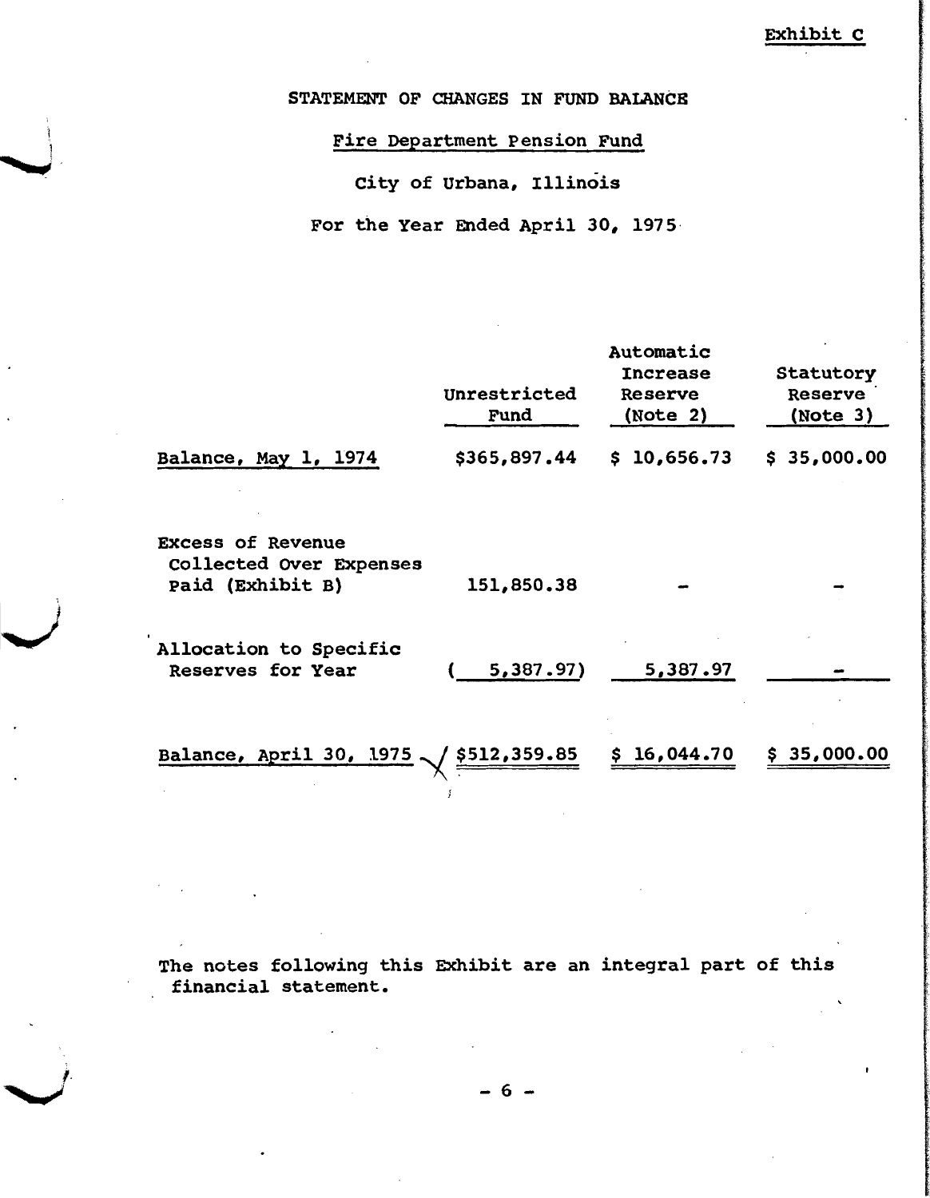Exhibit C

# STATEMENT OF CHANGES IN FUND BALANCE

## Fire Department Pension Fund

## City of Urbana, Illinois

## For the Year Ended April 30, 1975

| | Unrestricted Fund | Automatic Increase Reserve (Note 2) | Statutory Reserve (Note 3) |
|---|---|---|---|
| Balance, May 1, 1974 | $365,897.44 | $ 10,656.73 | $ 35,000.00 |
| Excess of Revenue Collected Over Expenses Paid (Exhibit B) | 151,850.38 | - | - |
| Allocation to Specific Reserves for Year | ( 5,387.97) | 5,387.97 | - |
| Balance, April 30, 1975 | $512,359.85 | $ 16,044.70 | $ 35,000.00 |

The notes following this Exhibit are an integral part of this financial statement.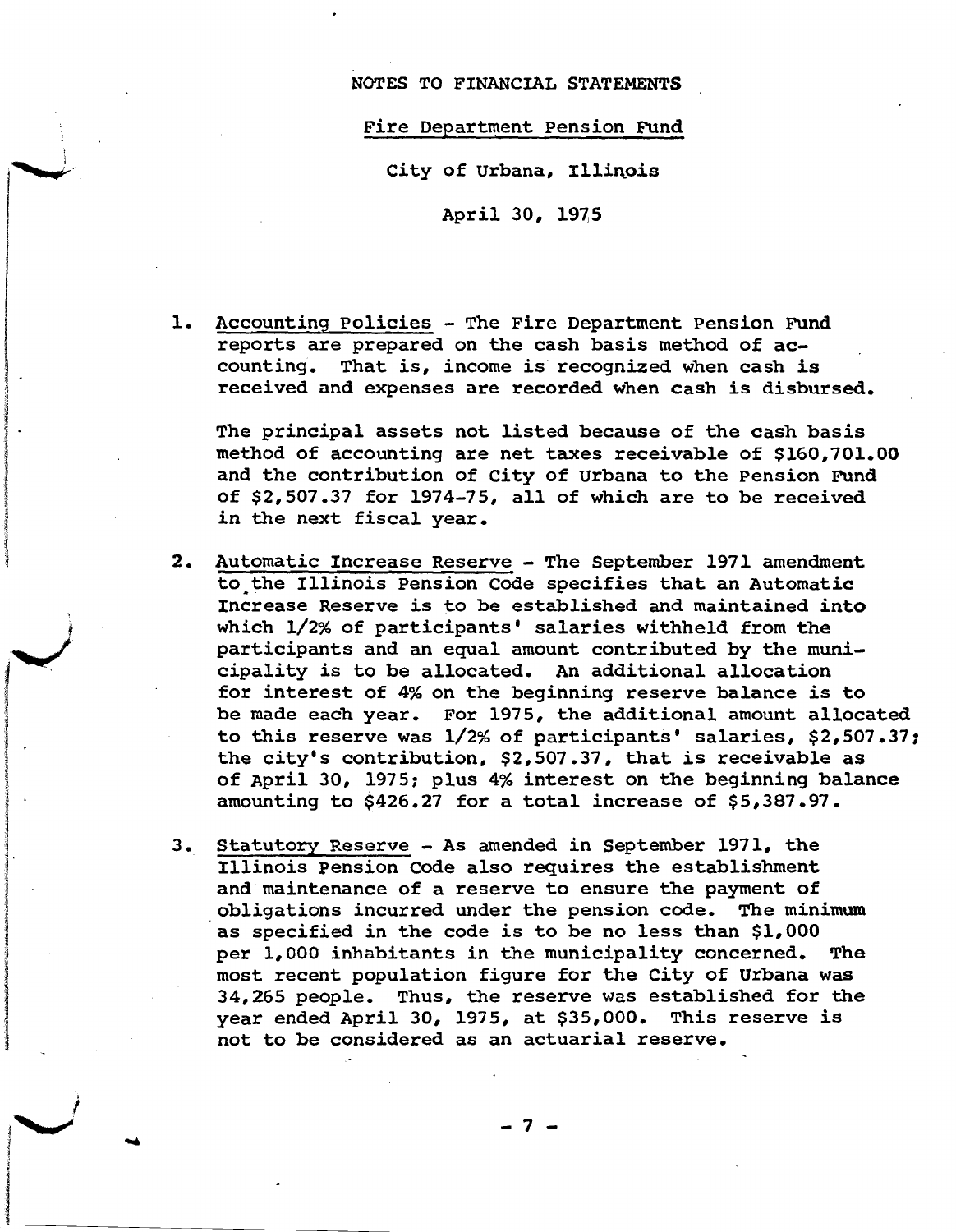# NOTES TO FINANCIAL STATEMENTS

## Fire Department Pension Fund

### City of Urbana, Illinois

### April 30, 1975

1. Accounting Policies - The Fire Department Pension Fund reports are prepared on the cash basis method of accounting. That is, income is recognized when cash is received and expenses are recorded when cash is disbursed.

   The principal assets not listed because of the cash basis method of accounting are net taxes receivable of $160,701.00 and the contribution of City of Urbana to the Pension Fund of $2,507.37 for 1974-75, all of which are to be received in the next fiscal year.

2. Automatic Increase Reserve - The September 1971 amendment to the Illinois Pension Code specifies that an Automatic Increase Reserve is to be established and maintained into which 1/2% of participants' salaries withheld from the participants and an equal amount contributed by the municipality is to be allocated. An additional allocation for interest of 4% on the beginning reserve balance is to be made each year. For 1975, the additional amount allocated to this reserve was 1/2% of participants' salaries, $2,507.37; the city's contribution, $2,507.37, that is receivable as of April 30, 1975; plus 4% interest on the beginning balance amounting to $426.27 for a total increase of $5,387.97.

3. Statutory Reserve - As amended in September 1971, the Illinois Pension Code also requires the establishment and maintenance of a reserve to ensure the payment of obligations incurred under the pension code. The minimum as specified in the code is to be no less than $1,000 per 1,000 inhabitants in the municipality concerned. The most recent population figure for the City of Urbana was 34,265 people. Thus, the reserve was established for the year ended April 30, 1975, at $35,000. This reserve is not to be considered as an actuarial reserve.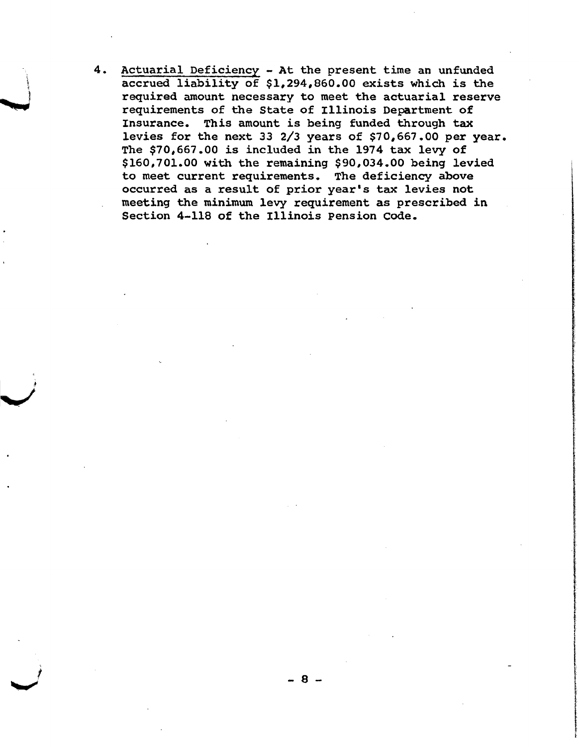4. Actuarial Deficiency - At the present time an unfunded accrued liability of $1,294,860.00 exists which is the required amount necessary to meet the actuarial reserve requirements of the State of Illinois Department of Insurance. This amount is being funded through tax levies for the next 33 2/3 years of $70,667.00 per year. The $70,667.00 is included in the 1974 tax levy of $160,701.00 with the remaining $90,034.00 being levied to meet current requirements. The deficiency above occurred as a result of prior year's tax levies not meeting the minimum levy requirement as prescribed in Section 4-118 of the Illinois Pension Code.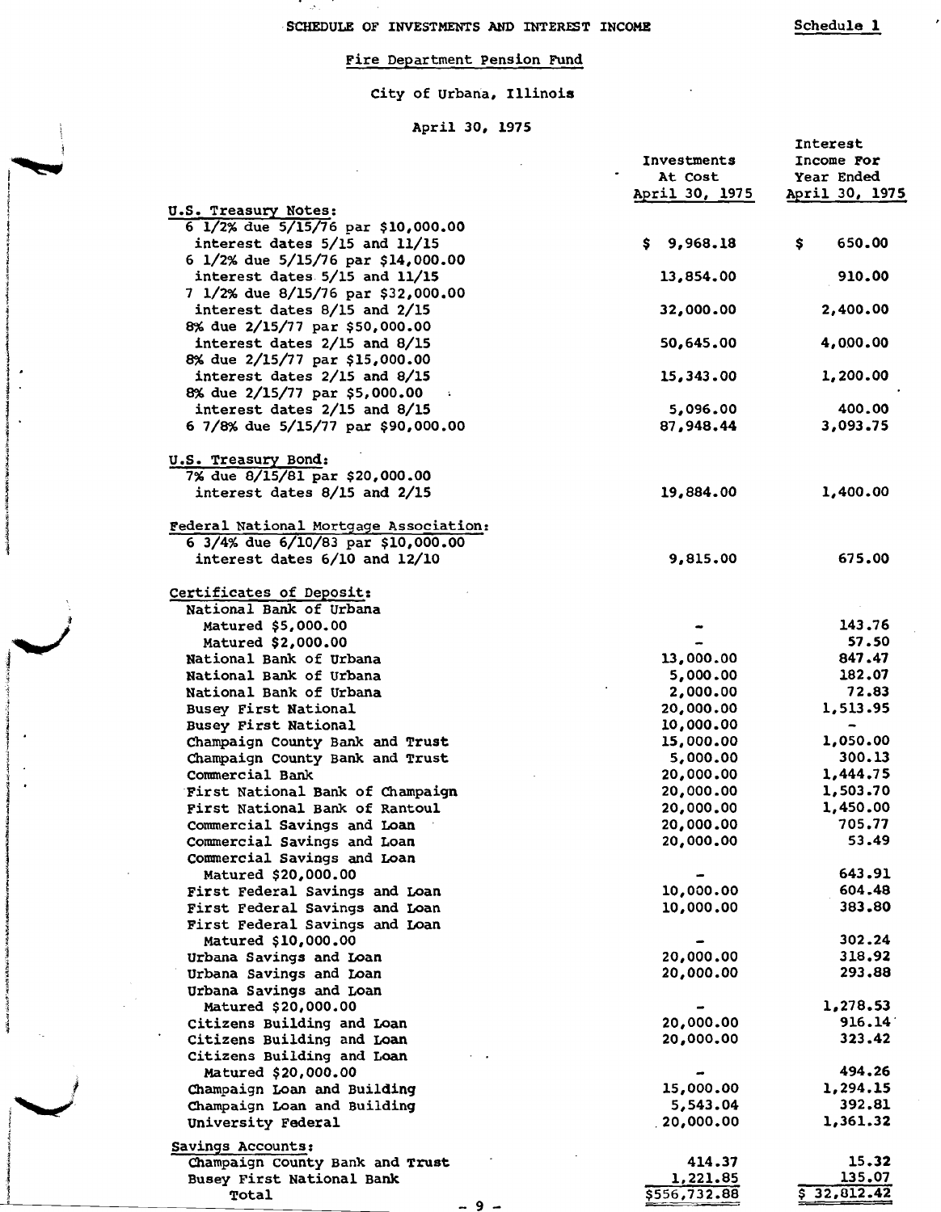SCHEDULE OF INVESTMENTS AND INTEREST INCOME

Schedule 1

Fire Department Pension Fund

City of Urbana, Illinois

April 30, 1975

| | Investments At Cost April 30, 1975 | Interest Income For Year Ended April 30, 1975 |
|---|---|---|
| **U.S. Treasury Notes:** | | |
| 6 1/2% due 5/15/76 par $10,000.00 interest dates 5/15 and 11/15 | $ 9,968.18 | $ 650.00 |
| 6 1/2% due 5/15/76 par $14,000.00 interest dates 5/15 and 11/15 | 13,854.00 | 910.00 |
| 7 1/2% due 8/15/76 par $32,000.00 interest dates 8/15 and 2/15 | 32,000.00 | 2,400.00 |
| 8% due 2/15/77 par $50,000.00 interest dates 2/15 and 8/15 | 50,645.00 | 4,000.00 |
| 8% due 2/15/77 par $15,000.00 interest dates 2/15 and 8/15 | 15,343.00 | 1,200.00 |
| 8% due 2/15/77 par $5,000.00 interest dates 2/15 and 8/15 | 5,096.00 | 400.00 |
| 6 7/8% due 5/15/77 par $90,000.00 | 87,948.44 | 3,093.75 |
| **U.S. Treasury Bond:** | | |
| 7% due 8/15/81 par $20,000.00 interest dates 8/15 and 2/15 | 19,884.00 | 1,400.00 |
| **Federal National Mortgage Association:** | | |
| 6 3/4% due 6/10/83 par $10,000.00 interest dates 6/10 and 12/10 | 9,815.00 | 675.00 |
| **Certificates of Deposit:** | | |
| National Bank of Urbana Matured $5,000.00 | - | 143.76 |
| Matured $2,000.00 | - | 57.50 |
| National Bank of Urbana | 13,000.00 | 847.47 |
| National Bank of Urbana | 5,000.00 | 182.07 |
| National Bank of Urbana | 2,000.00 | 72.83 |
| Busey First National | 20,000.00 | 1,513.95 |
| Busey First National | 10,000.00 | - |
| Champaign County Bank and Trust | 15,000.00 | 1,050.00 |
| Champaign County Bank and Trust | 5,000.00 | 300.13 |
| Commercial Bank | 20,000.00 | 1,444.75 |
| First National Bank of Champaign | 20,000.00 | 1,503.70 |
| First National Bank of Rantoul | 20,000.00 | 1,450.00 |
| Commercial Savings and Loan | 20,000.00 | 705.77 |
| Commercial Savings and Loan | 20,000.00 | 53.49 |
| Commercial Savings and Loan Matured $20,000.00 | - | 643.91 |
| First Federal Savings and Loan | 10,000.00 | 604.48 |
| First Federal Savings and Loan | 10,000.00 | 383.80 |
| First Federal Savings and Loan Matured $10,000.00 | - | 302.24 |
| Urbana Savings and Loan | 20,000.00 | 318.92 |
| Urbana Savings and Loan | 20,000.00 | 293.88 |
| Urbana Savings and Loan Matured $20,000.00 | - | 1,278.53 |
| Citizens Building and Loan | 20,000.00 | 916.14 |
| Citizens Building and Loan | 20,000.00 | 323.42 |
| Citizens Building and Loan Matured $20,000.00 | - | 494.26 |
| Champaign Loan and Building | 15,000.00 | 1,294.15 |
| Champaign Loan and Building | 5,543.04 | 392.81 |
| University Federal | 20,000.00 | 1,361.32 |
| **Savings Accounts:** | | |
| Champaign County Bank and Trust | 414.37 | 15.32 |
| Busey First National Bank | 1,221.85 | 135.07 |
| Total | $556,732.88 | $ 32,812.42 |